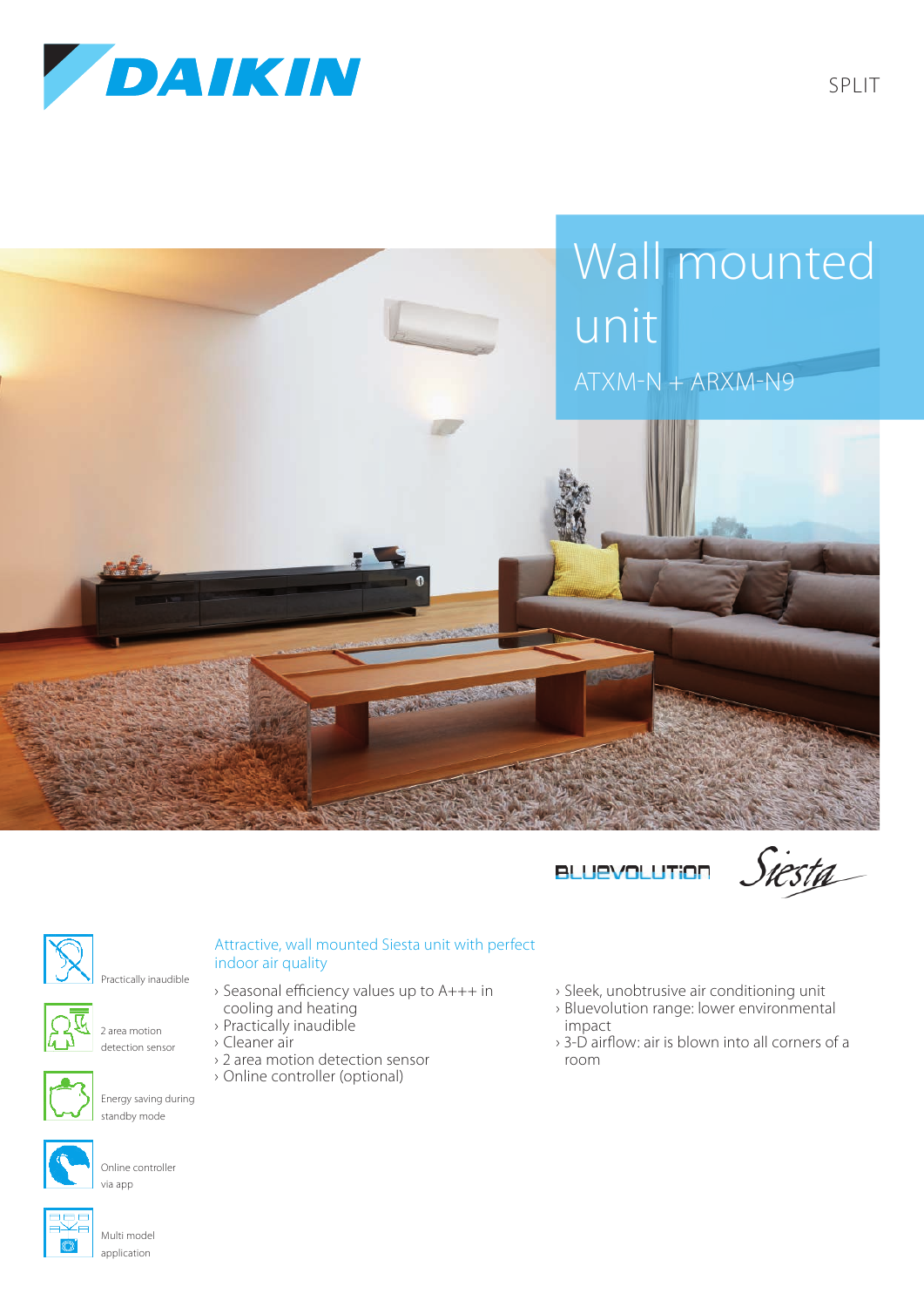DAIKIN

SPLIT

# Wall mounted unit

ATXM-N + ARXM-N9

BLUEVOLUTION Siesta

Practically inaudible

2 area motion detection sensor

Energy saving during standby mode

Online controller via app

Multi model application

## Attractive, wall mounted Siesta unit with perfect indoor air quality

- Seasonal efficiency values up to A+++ in cooling and heating
- Practically inaudible
- Cleaner air
- 2 area motion detection sensor
- Online controller (optional)
- Sleek, unobtrusive air conditioning unit
- Bluevolution range: lower environmental impact
- 3-D airflow: air is blown into all corners of a room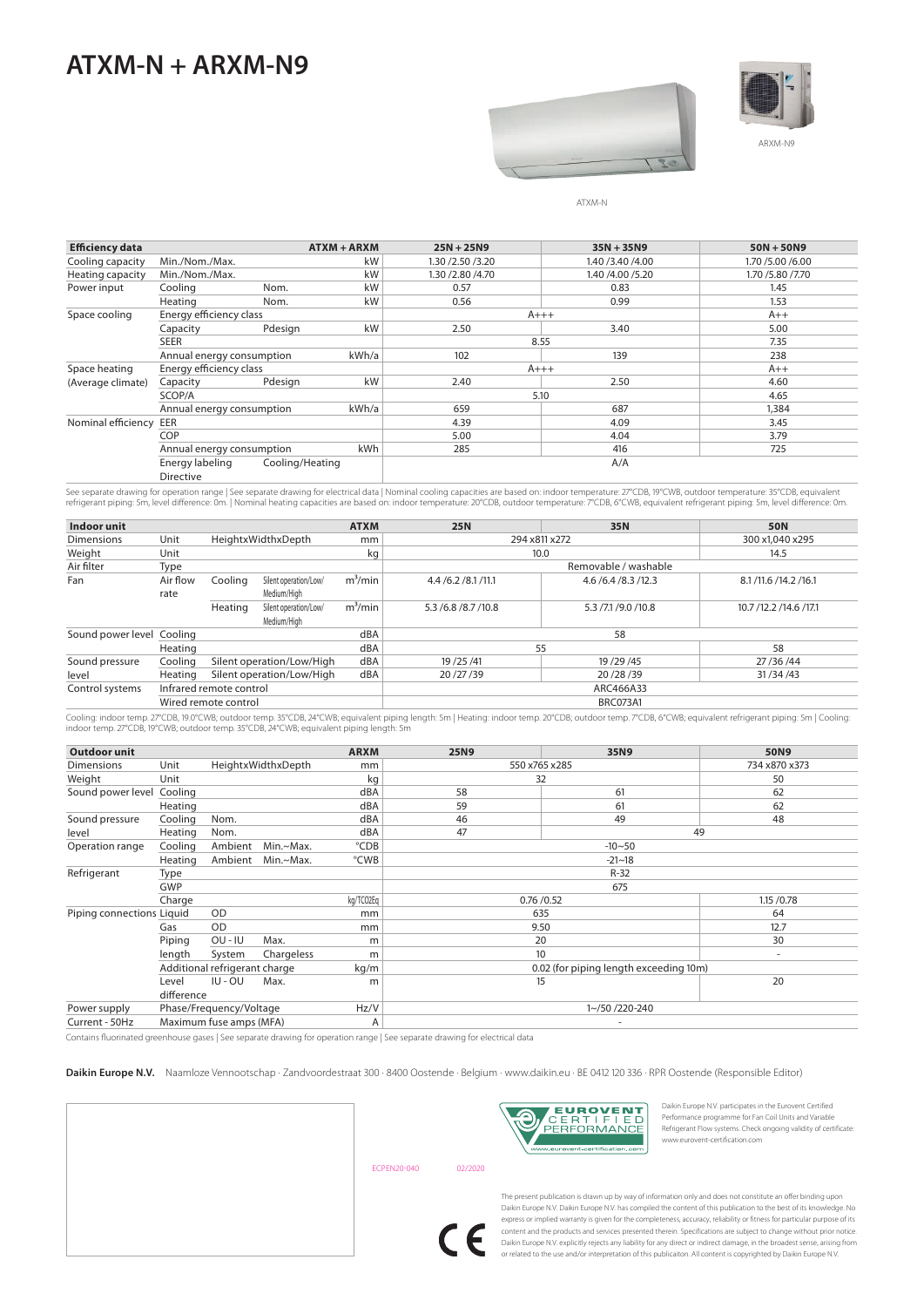# ATXM-N + ARXM-N9

ARXM-N9

ATXM-N

| Efficiency data | | | ATXM + ARXM | 25N + 25N9 | 35N + 35N9 | 50N + 50N9 |
|---|---|---|---|---|---|---|
| Cooling capacity | Min./Nom./Max. | | kW | 1.30 /2.50 /3.20 | 1.40 /3.40 /4.00 | 1.70 /5.00 /6.00 |
| Heating capacity | Min./Nom./Max. | | kW | 1.30 /2.80 /4.70 | 1.40 /4.00 /5.20 | 1.70 /5.80 /7.70 |
| Power input | Cooling | Nom. | kW | 0.57 | 0.83 | 1.45 |
| | Heating | Nom. | kW | 0.56 | 0.99 | 1.53 |
| Space cooling | Energy efficiency class | | | A+++ | | A++ |
| | Capacity | Pdesign | kW | 2.50 | 3.40 | 5.00 |
| | SEER | | | 8.55 | | 7.35 |
| | Annual energy consumption | | kWh/a | 102 | 139 | 238 |
| Space heating (Average climate) | Energy efficiency class | | | A+++ | | A++ |
| | Capacity | Pdesign | kW | 2.40 | 2.50 | 4.60 |
| | SCOP/A | | | 5.10 | | 4.65 |
| | Annual energy consumption | | kWh/a | 659 | 687 | 1,384 |
| Nominal efficiency | EER | | | 4.39 | 4.09 | 3.45 |
| | COP | | | 5.00 | 4.04 | 3.79 |
| | Annual energy consumption | | kWh | 285 | 416 | 725 |
| | Energy labeling Directive | Cooling/Heating | | A/A | | |

See separate drawing for operation range | See separate drawing for electrical data | Nominal cooling capacities are based on: indoor temperature: 27°CDB, 19°CWB, outdoor temperature: 35°CDB, equivalent refrigerant piping: 5m, level difference: 0m. | Nominal heating capacities are based on: indoor temperature: 20°CDB, outdoor temperature: 7°CDB, 6°CWB, equivalent refrigerant piping: 5m, level difference: 0m.

| Indoor unit | | | | ATXM | 25N | 35N | 50N |
|---|---|---|---|---|---|---|---|
| Dimensions | Unit | HeightxWidthxDepth | | mm | 294 x811 x272 | | 300 x1,040 x295 |
| Weight | Unit | | | kg | 10.0 | | 14.5 |
| Air filter | Type | | | | Removable / washable | | |
| Fan | Air flow rate | Cooling | Silent operation/Low/Medium/High | m³/min | 4.4 /6.2 /8.1 /11.1 | 4.6 /6.4 /8.3 /12.3 | 8.1 /11.6 /14.2 /16.1 |
| | | Heating | Silent operation/Low/Medium/High | m³/min | 5.3 /6.8 /8.7 /10.8 | 5.3 /7.1 /9.0 /10.8 | 10.7 /12.2 /14.6 /17.1 |
| Sound power level | Cooling | | | dBA | 58 | | |
| | Heating | | | dBA | 55 | | 58 |
| Sound pressure level | Cooling | Silent operation/Low/High | | dBA | 19 /25 /41 | 19 /29 /45 | 27 /36 /44 |
| | Heating | Silent operation/Low/High | | dBA | 20 /27 /39 | 20 /28 /39 | 31 /34 /43 |
| Control systems | Infrared remote control | | | | ARC466A33 | | |
| | Wired remote control | | | | BRC073A1 | | |

Cooling: indoor temp. 27°CDB, 19.0°CWB; outdoor temp. 35°CDB, 24°CWB; equivalent piping length: 5m | Heating: indoor temp. 20°CDB; outdoor temp. 7°CDB, 6°CWB; equivalent refrigerant piping: 5m | Cooling: indoor temp. 27°CDB, 19°CWB; outdoor temp. 35°CDB, 24°CWB; equivalent piping length: 5m

| Outdoor unit | | | | ARXM | 25N9 | 35N9 | 50N9 |
|---|---|---|---|---|---|---|---|
| Dimensions | Unit | HeightxWidthxDepth | | mm | 550 x765 x285 | | 734 x870 x373 |
| Weight | Unit | | | kg | 32 | | 50 |
| Sound power level | Cooling | | | dBA | 58 | 61 | 62 |
| | Heating | | | dBA | 59 | 61 | 62 |
| Sound pressure level | Cooling | Nom. | | dBA | 46 | 49 | 48 |
| | Heating | Nom. | | dBA | 47 | 49 | |
| Operation range | Cooling | Ambient | Min.~Max. | °CDB | -10~50 | | |
| | Heating | Ambient | Min.~Max. | °CWB | -21~18 | | |
| Refrigerant | Type | | | | R-32 | | |
| | GWP | | | | 675 | | |
| | Charge | | | kg/TCO2Eq | 0.76 /0.52 | | 1.15 /0.78 |
| Piping connections | Liquid | OD | | mm | 635 | | 64 |
| | Gas | OD | | mm | 9.50 | | 12.7 |
| | Piping length | OU - IU | Max. | m | 20 | | 30 |
| | | System | Chargeless | m | 10 | | - |
| | Additional refrigerant charge | | | kg/m | 0.02 (for piping length exceeding 10m) | | |
| | Level difference | IU - OU | Max. | m | 15 | | 20 |
| Power supply | Phase/Frequency/Voltage | | | Hz/V | 1~/50 /220-240 | | |
| Current - 50Hz | Maximum fuse amps (MFA) | | | A | - | | |

Contains fluorinated greenhouse gases | See separate drawing for operation range | See separate drawing for electrical data

**Daikin Europe N.V.** Naamloze Vennootschap · Zandvoordestraat 300 · 8400 Oostende · Belgium · www.daikin.eu · BE 0412 120 336 · RPR Oostende (Responsible Editor)

EUROVENT CERTIFIED PERFORMANCE www.eurovent-certification.com

Daikin Europe N.V. participates in the Eurovent Certified Performance programme for Fan Coil Units and Variable Refrigerant Flow systems. Check ongoing validity of certificate: www.eurovent-certification.com

ECPEN20-040 02/2020

The present publication is drawn up by way of information only and does not constitute an offer binding upon Daikin Europe N.V. Daikin Europe N.V. has compiled the content of this publication to the best of its knowledge. No express or implied warranty is given for the completeness, accuracy, reliability or fitness for particular purpose of its content and the products and services presented therein. Specifications are subject to change without prior notice. Daikin Europe N.V. explicitly rejects any liability for any direct or indirect damage, in the broadest sense, arising from or related to the use and/or interpretation of this publicaiton. All content is copyrighted by Daikin Europe N.V.